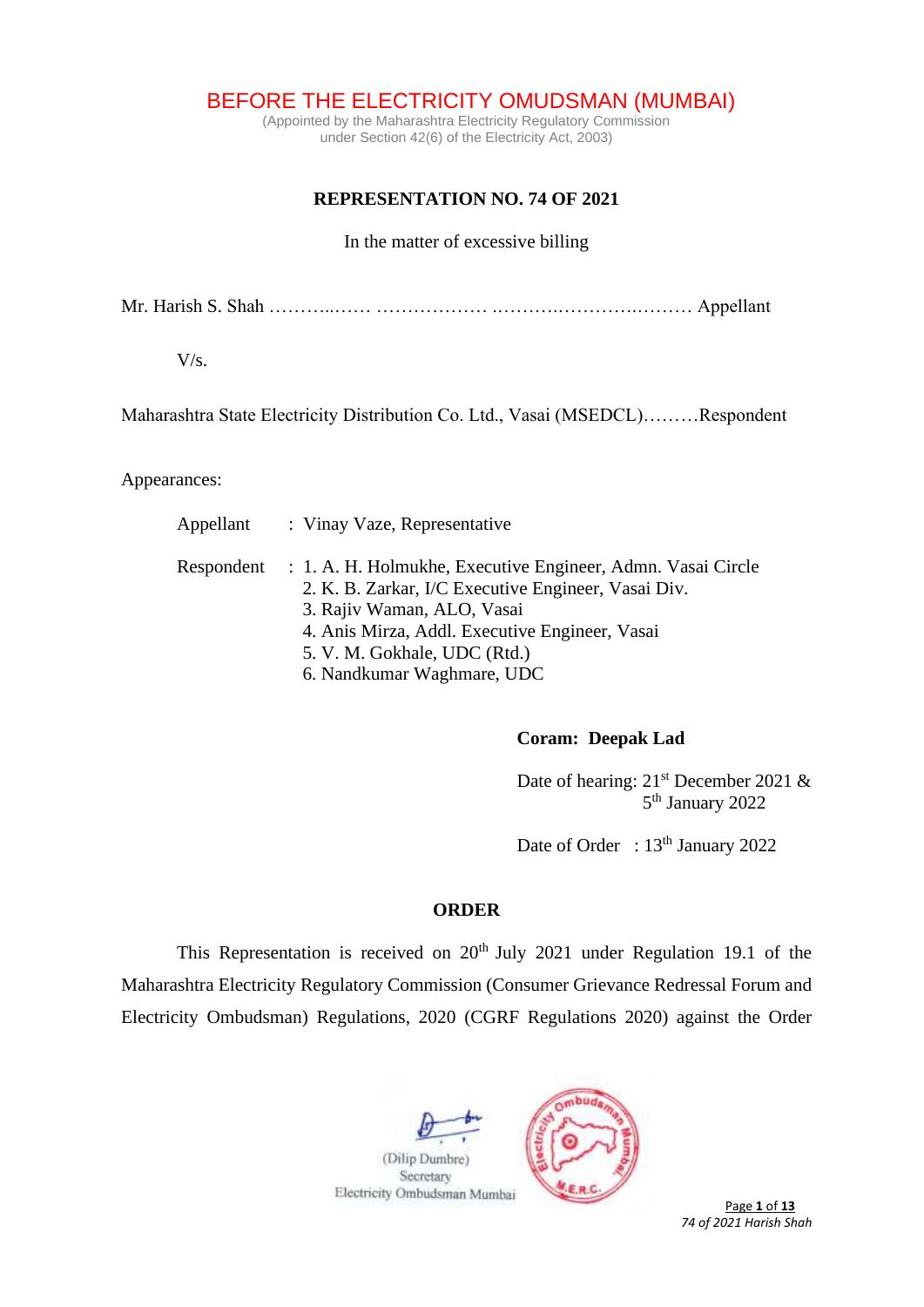# BEFORE THE ELECTRICITY OMUDSMAN (MUMBAI)

(Appointed by the Maharashtra Electricity Regulatory Commission under Section 42(6) of the Electricity Act, 2003)

## REPRESENTATION NO. 74 OF 2021

In the matter of excessive billing

Mr. Harish S. Shah ………..…… ……………… ..……….……….……… Appellant

V/s.

Maharashtra State Electricity Distribution Co. Ltd., Vasai (MSEDCL)………Respondent

Appearances:

Appellant : Vinay Vaze, Representative

Respondent :
1. A. H. Holmukhe, Executive Engineer, Admn. Vasai Circle
2. K. B. Zarkar, I/C Executive Engineer, Vasai Div.
3. Rajiv Waman, ALO, Vasai
4. Anis Mirza, Addl. Executive Engineer, Vasai
5. V. M. Gokhale, UDC (Rtd.)
6. Nandkumar Waghmare, UDC

**Coram: Deepak Lad**

Date of hearing: 21st December 2021 & 5th January 2022

Date of Order : 13th January 2022

## ORDER

This Representation is received on 20th July 2021 under Regulation 19.1 of the Maharashtra Electricity Regulatory Commission (Consumer Grievance Redressal Forum and Electricity Ombudsman) Regulations, 2020 (CGRF Regulations 2020) against the Order

(Dilip Dumbre)
Secretary
Electricity Ombudsman Mumbai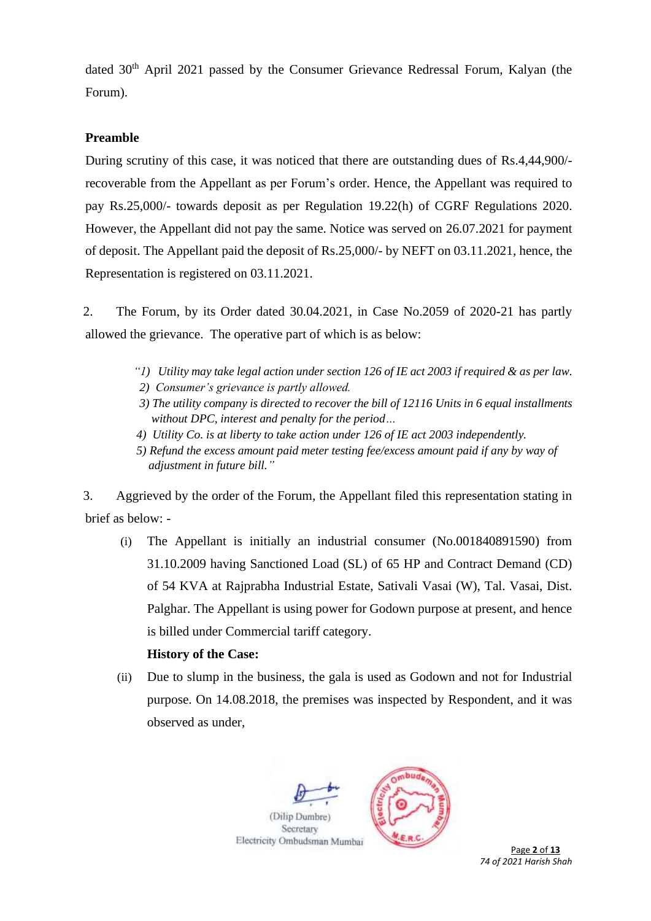dated 30th April 2021 passed by the Consumer Grievance Redressal Forum, Kalyan (the Forum).

**Preamble**

During scrutiny of this case, it was noticed that there are outstanding dues of Rs.4,44,900/- recoverable from the Appellant as per Forum's order. Hence, the Appellant was required to pay Rs.25,000/- towards deposit as per Regulation 19.22(h) of CGRF Regulations 2020. However, the Appellant did not pay the same. Notice was served on 26.07.2021 for payment of deposit. The Appellant paid the deposit of Rs.25,000/- by NEFT on 03.11.2021, hence, the Representation is registered on 03.11.2021.

2. The Forum, by its Order dated 30.04.2021, in Case No.2059 of 2020-21 has partly allowed the grievance. The operative part of which is as below:

> *"1) Utility may take legal action under section 126 of IE act 2003 if required & as per law.*
> *2) Consumer's grievance is partly allowed.*
> *3) The utility company is directed to recover the bill of 12116 Units in 6 equal installments without DPC, interest and penalty for the period…*
> *4) Utility Co. is at liberty to take action under 126 of IE act 2003 independently.*
> *5) Refund the excess amount paid meter testing fee/excess amount paid if any by way of adjustment in future bill."*

3. Aggrieved by the order of the Forum, the Appellant filed this representation stating in brief as below: -

(i) The Appellant is initially an industrial consumer (No.001840891590) from 31.10.2009 having Sanctioned Load (SL) of 65 HP and Contract Demand (CD) of 54 KVA at Rajprabha Industrial Estate, Sativali Vasai (W), Tal. Vasai, Dist. Palghar. The Appellant is using power for Godown purpose at present, and hence is billed under Commercial tariff category.

**History of the Case:**

(ii) Due to slump in the business, the gala is used as Godown and not for Industrial purpose. On 14.08.2018, the premises was inspected by Respondent, and it was observed as under,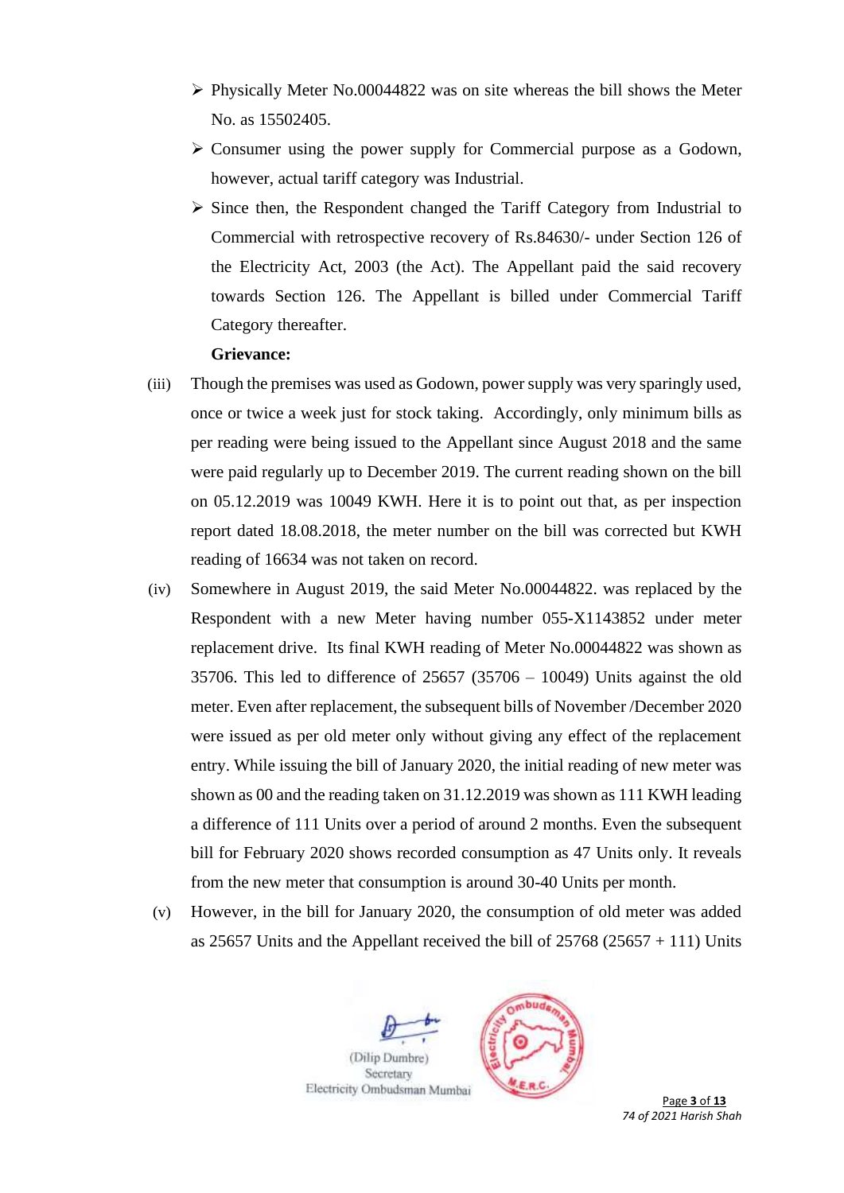- ➢ Physically Meter No.00044822 was on site whereas the bill shows the Meter No. as 15502405.
- ➢ Consumer using the power supply for Commercial purpose as a Godown, however, actual tariff category was Industrial.
- ➢ Since then, the Respondent changed the Tariff Category from Industrial to Commercial with retrospective recovery of Rs.84630/- under Section 126 of the Electricity Act, 2003 (the Act). The Appellant paid the said recovery towards Section 126. The Appellant is billed under Commercial Tariff Category thereafter.

**Grievance:**

(iii) Though the premises was used as Godown, power supply was very sparingly used, once or twice a week just for stock taking. Accordingly, only minimum bills as per reading were being issued to the Appellant since August 2018 and the same were paid regularly up to December 2019. The current reading shown on the bill on 05.12.2019 was 10049 KWH. Here it is to point out that, as per inspection report dated 18.08.2018, the meter number on the bill was corrected but KWH reading of 16634 was not taken on record.

(iv) Somewhere in August 2019, the said Meter No.00044822. was replaced by the Respondent with a new Meter having number 055-X1143852 under meter replacement drive. Its final KWH reading of Meter No.00044822 was shown as 35706. This led to difference of 25657 (35706 – 10049) Units against the old meter. Even after replacement, the subsequent bills of November /December 2020 were issued as per old meter only without giving any effect of the replacement entry. While issuing the bill of January 2020, the initial reading of new meter was shown as 00 and the reading taken on 31.12.2019 was shown as 111 KWH leading a difference of 111 Units over a period of around 2 months. Even the subsequent bill for February 2020 shows recorded consumption as 47 Units only. It reveals from the new meter that consumption is around 30-40 Units per month.

(v) However, in the bill for January 2020, the consumption of old meter was added as 25657 Units and the Appellant received the bill of 25768 (25657 + 111) Units

(Dilip Dumbre)
Secretary
Electricity Ombudsman Mumbai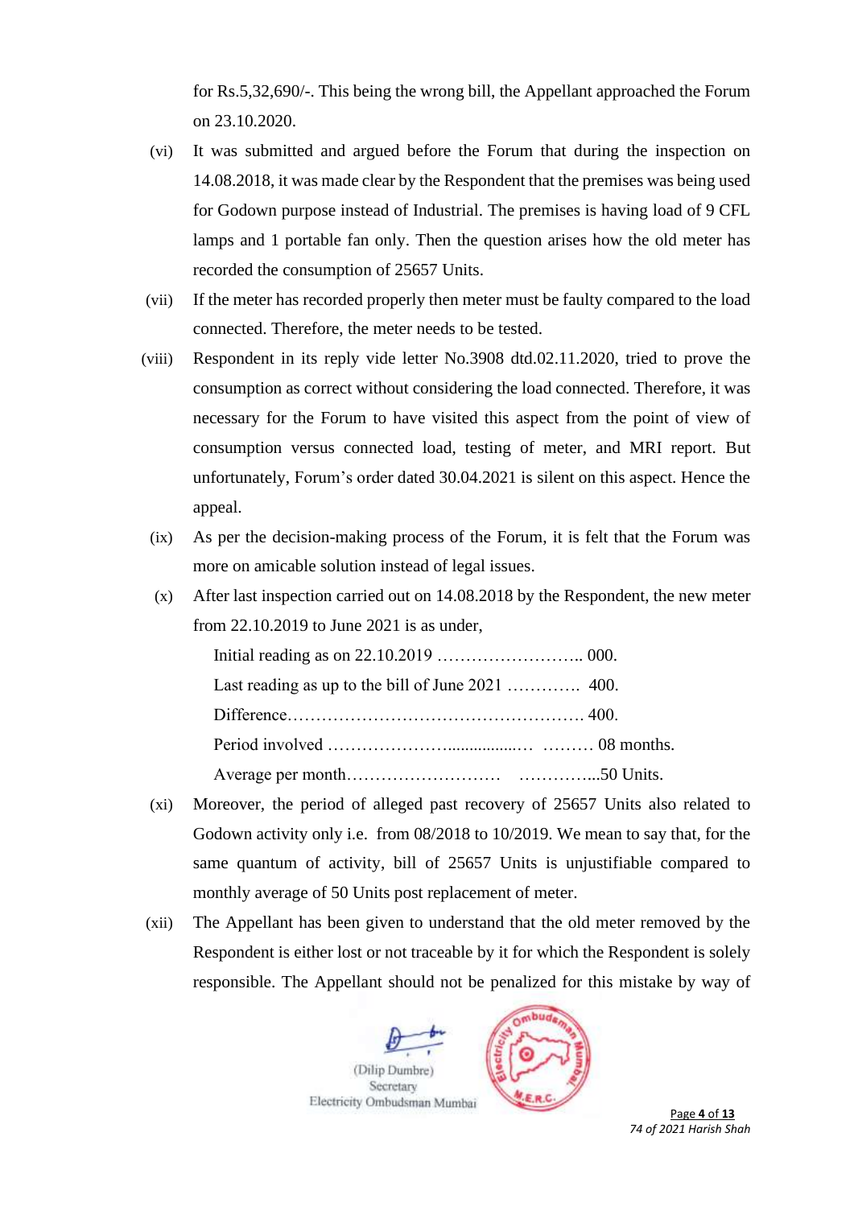for Rs.5,32,690/-. This being the wrong bill, the Appellant approached the Forum on 23.10.2020.

(vi) It was submitted and argued before the Forum that during the inspection on 14.08.2018, it was made clear by the Respondent that the premises was being used for Godown purpose instead of Industrial. The premises is having load of 9 CFL lamps and 1 portable fan only. Then the question arises how the old meter has recorded the consumption of 25657 Units.

(vii) If the meter has recorded properly then meter must be faulty compared to the load connected. Therefore, the meter needs to be tested.

(viii) Respondent in its reply vide letter No.3908 dtd.02.11.2020, tried to prove the consumption as correct without considering the load connected. Therefore, it was necessary for the Forum to have visited this aspect from the point of view of consumption versus connected load, testing of meter, and MRI report. But unfortunately, Forum's order dated 30.04.2021 is silent on this aspect. Hence the appeal.

(ix) As per the decision-making process of the Forum, it is felt that the Forum was more on amicable solution instead of legal issues.

(x) After last inspection carried out on 14.08.2018 by the Respondent, the new meter from 22.10.2019 to June 2021 is as under,

Initial reading as on 22.10.2019 …………………….. 000.
Last reading as up to the bill of June 2021 …………. 400.
Difference……………………………………………. 400.
Period involved …………………................… ……… 08 months.
Average per month……………………… …………...50 Units.

(xi) Moreover, the period of alleged past recovery of 25657 Units also related to Godown activity only i.e. from 08/2018 to 10/2019. We mean to say that, for the same quantum of activity, bill of 25657 Units is unjustifiable compared to monthly average of 50 Units post replacement of meter.

(xii) The Appellant has been given to understand that the old meter removed by the Respondent is either lost or not traceable by it for which the Respondent is solely responsible. The Appellant should not be penalized for this mistake by way of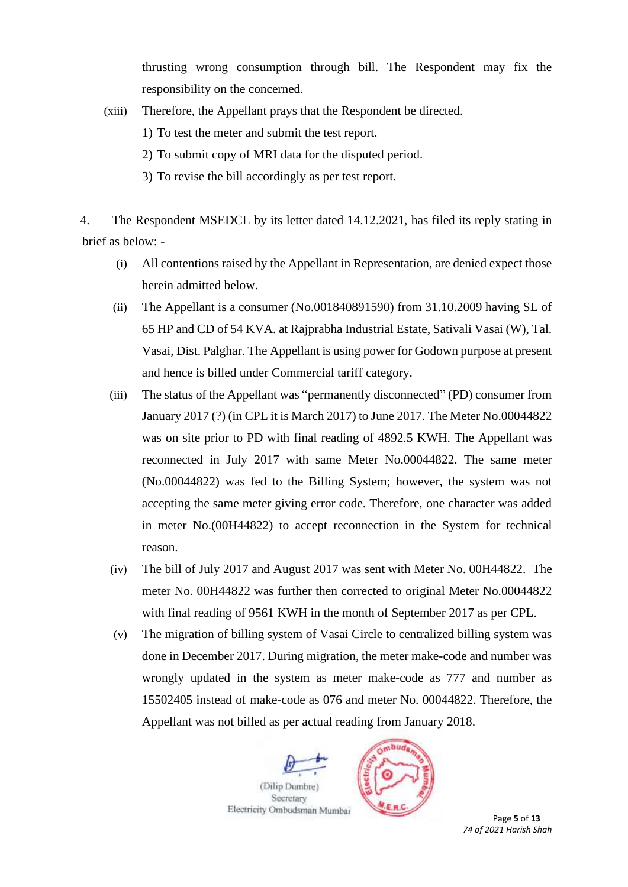thrusting wrong consumption through bill. The Respondent may fix the responsibility on the concerned.

(xiii) Therefore, the Appellant prays that the Respondent be directed.

1) To test the meter and submit the test report.
2) To submit copy of MRI data for the disputed period.
3) To revise the bill accordingly as per test report.

4. The Respondent MSEDCL by its letter dated 14.12.2021, has filed its reply stating in brief as below: -

(i) All contentions raised by the Appellant in Representation, are denied expect those herein admitted below.

(ii) The Appellant is a consumer (No.001840891590) from 31.10.2009 having SL of 65 HP and CD of 54 KVA. at Rajprabha Industrial Estate, Sativali Vasai (W), Tal. Vasai, Dist. Palghar. The Appellant is using power for Godown purpose at present and hence is billed under Commercial tariff category.

(iii) The status of the Appellant was "permanently disconnected" (PD) consumer from January 2017 (?) (in CPL it is March 2017) to June 2017. The Meter No.00044822 was on site prior to PD with final reading of 4892.5 KWH. The Appellant was reconnected in July 2017 with same Meter No.00044822. The same meter (No.00044822) was fed to the Billing System; however, the system was not accepting the same meter giving error code. Therefore, one character was added in meter No.(00H44822) to accept reconnection in the System for technical reason.

(iv) The bill of July 2017 and August 2017 was sent with Meter No. 00H44822. The meter No. 00H44822 was further then corrected to original Meter No.00044822 with final reading of 9561 KWH in the month of September 2017 as per CPL.

(v) The migration of billing system of Vasai Circle to centralized billing system was done in December 2017. During migration, the meter make-code and number was wrongly updated in the system as meter make-code as 777 and number as 15502405 instead of make-code as 076 and meter No. 00044822. Therefore, the Appellant was not billed as per actual reading from January 2018.

(Dilip Dumbre)
Secretary
Electricity Ombudsman Mumbai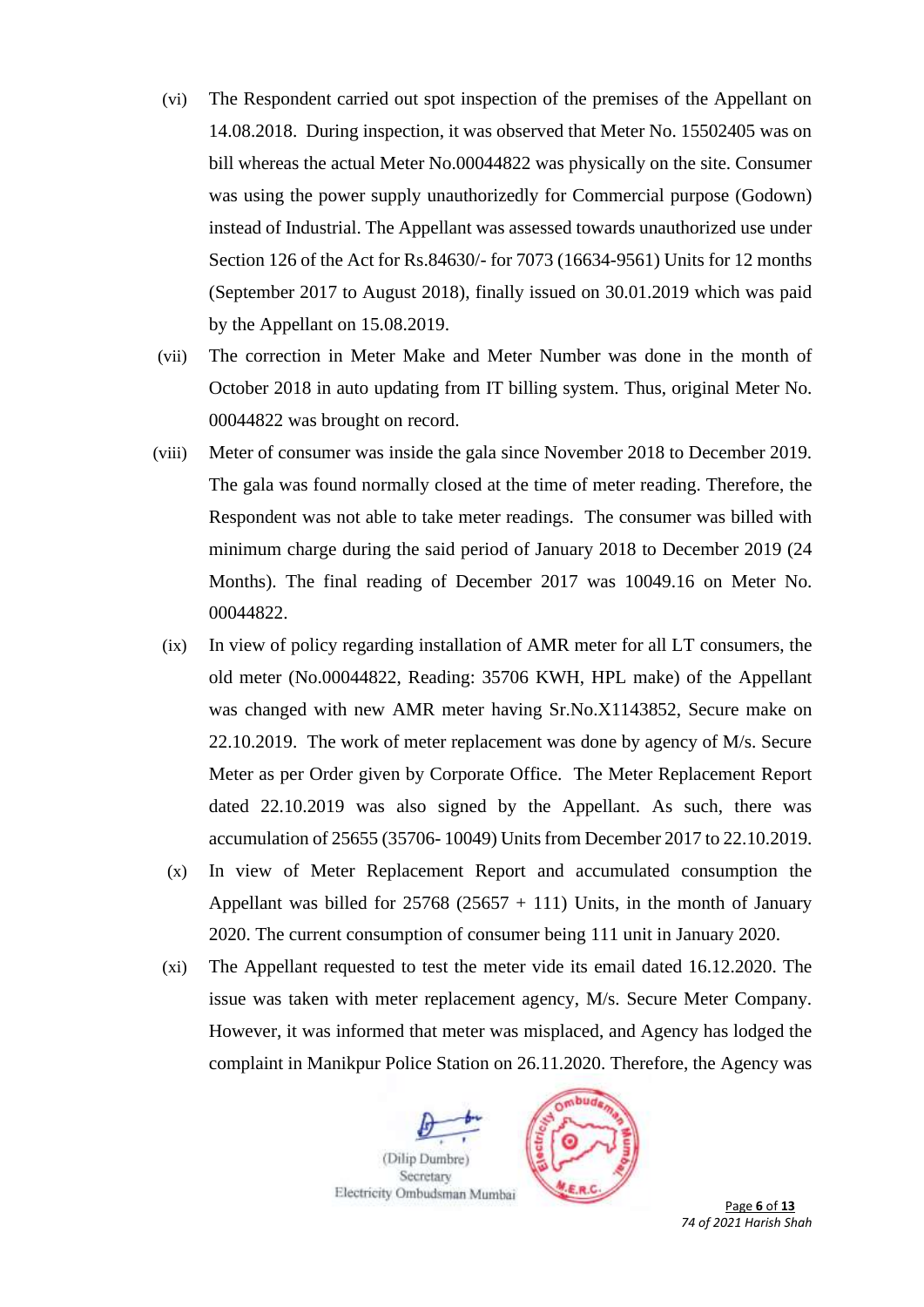(vi) The Respondent carried out spot inspection of the premises of the Appellant on 14.08.2018. During inspection, it was observed that Meter No. 15502405 was on bill whereas the actual Meter No.00044822 was physically on the site. Consumer was using the power supply unauthorizedly for Commercial purpose (Godown) instead of Industrial. The Appellant was assessed towards unauthorized use under Section 126 of the Act for Rs.84630/- for 7073 (16634-9561) Units for 12 months (September 2017 to August 2018), finally issued on 30.01.2019 which was paid by the Appellant on 15.08.2019.

(vii) The correction in Meter Make and Meter Number was done in the month of October 2018 in auto updating from IT billing system. Thus, original Meter No. 00044822 was brought on record.

(viii) Meter of consumer was inside the gala since November 2018 to December 2019. The gala was found normally closed at the time of meter reading. Therefore, the Respondent was not able to take meter readings. The consumer was billed with minimum charge during the said period of January 2018 to December 2019 (24 Months). The final reading of December 2017 was 10049.16 on Meter No. 00044822.

(ix) In view of policy regarding installation of AMR meter for all LT consumers, the old meter (No.00044822, Reading: 35706 KWH, HPL make) of the Appellant was changed with new AMR meter having Sr.No.X1143852, Secure make on 22.10.2019. The work of meter replacement was done by agency of M/s. Secure Meter as per Order given by Corporate Office. The Meter Replacement Report dated 22.10.2019 was also signed by the Appellant. As such, there was accumulation of 25655 (35706- 10049) Units from December 2017 to 22.10.2019.

(x) In view of Meter Replacement Report and accumulated consumption the Appellant was billed for 25768 (25657 + 111) Units, in the month of January 2020. The current consumption of consumer being 111 unit in January 2020.

(xi) The Appellant requested to test the meter vide its email dated 16.12.2020. The issue was taken with meter replacement agency, M/s. Secure Meter Company. However, it was informed that meter was misplaced, and Agency has lodged the complaint in Manikpur Police Station on 26.11.2020. Therefore, the Agency was

(Dilip Dumbre)
Secretary
Electricity Ombudsman Mumbai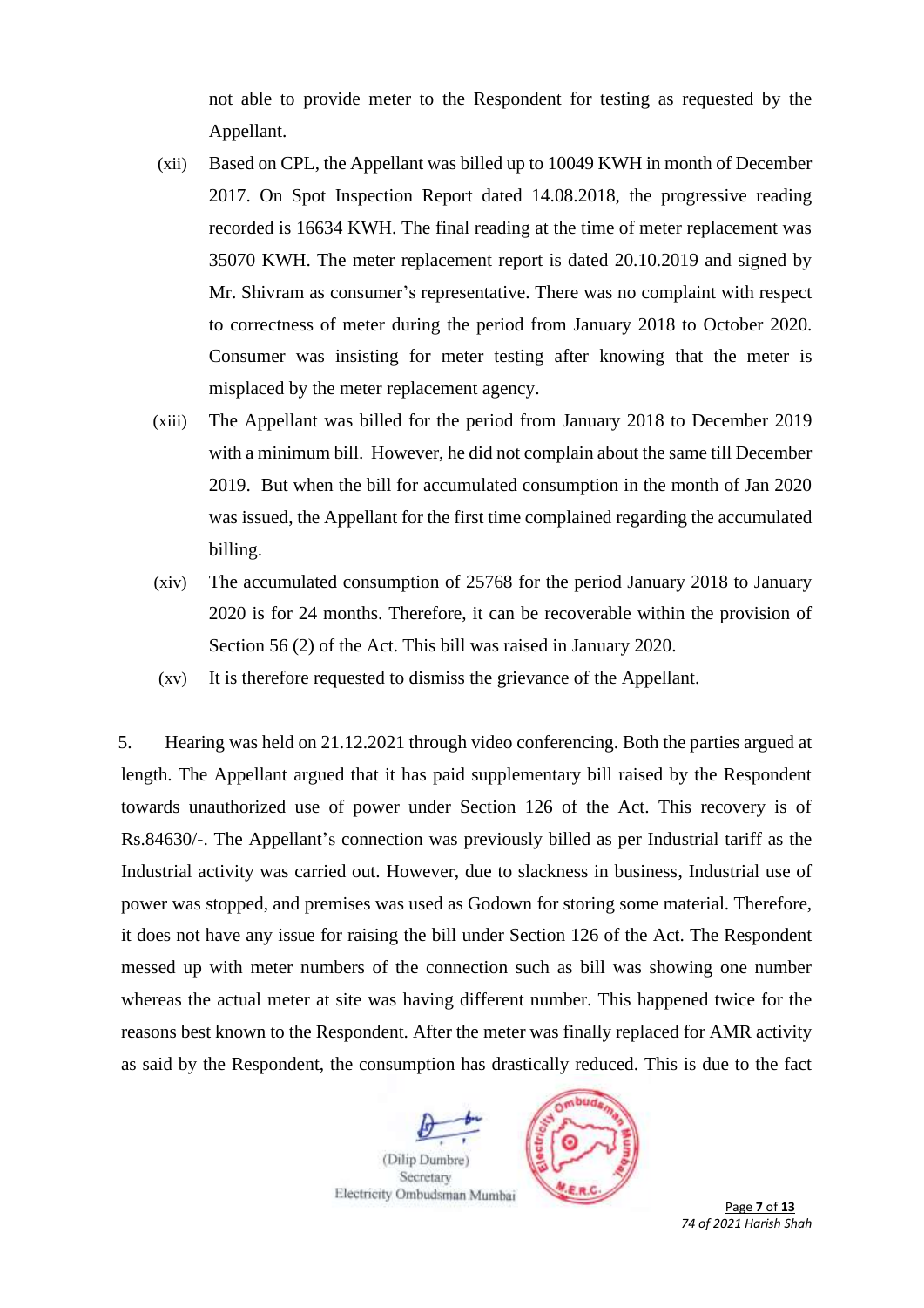not able to provide meter to the Respondent for testing as requested by the Appellant.

(xii) Based on CPL, the Appellant was billed up to 10049 KWH in month of December 2017. On Spot Inspection Report dated 14.08.2018, the progressive reading recorded is 16634 KWH. The final reading at the time of meter replacement was 35070 KWH. The meter replacement report is dated 20.10.2019 and signed by Mr. Shivram as consumer's representative. There was no complaint with respect to correctness of meter during the period from January 2018 to October 2020. Consumer was insisting for meter testing after knowing that the meter is misplaced by the meter replacement agency.

(xiii) The Appellant was billed for the period from January 2018 to December 2019 with a minimum bill. However, he did not complain about the same till December 2019. But when the bill for accumulated consumption in the month of Jan 2020 was issued, the Appellant for the first time complained regarding the accumulated billing.

(xiv) The accumulated consumption of 25768 for the period January 2018 to January 2020 is for 24 months. Therefore, it can be recoverable within the provision of Section 56 (2) of the Act. This bill was raised in January 2020.

(xv) It is therefore requested to dismiss the grievance of the Appellant.

5. Hearing was held on 21.12.2021 through video conferencing. Both the parties argued at length. The Appellant argued that it has paid supplementary bill raised by the Respondent towards unauthorized use of power under Section 126 of the Act. This recovery is of Rs.84630/-. The Appellant's connection was previously billed as per Industrial tariff as the Industrial activity was carried out. However, due to slackness in business, Industrial use of power was stopped, and premises was used as Godown for storing some material. Therefore, it does not have any issue for raising the bill under Section 126 of the Act. The Respondent messed up with meter numbers of the connection such as bill was showing one number whereas the actual meter at site was having different number. This happened twice for the reasons best known to the Respondent. After the meter was finally replaced for AMR activity as said by the Respondent, the consumption has drastically reduced. This is due to the fact

(Dilip Dumbre)
Secretary
Electricity Ombudsman Mumbai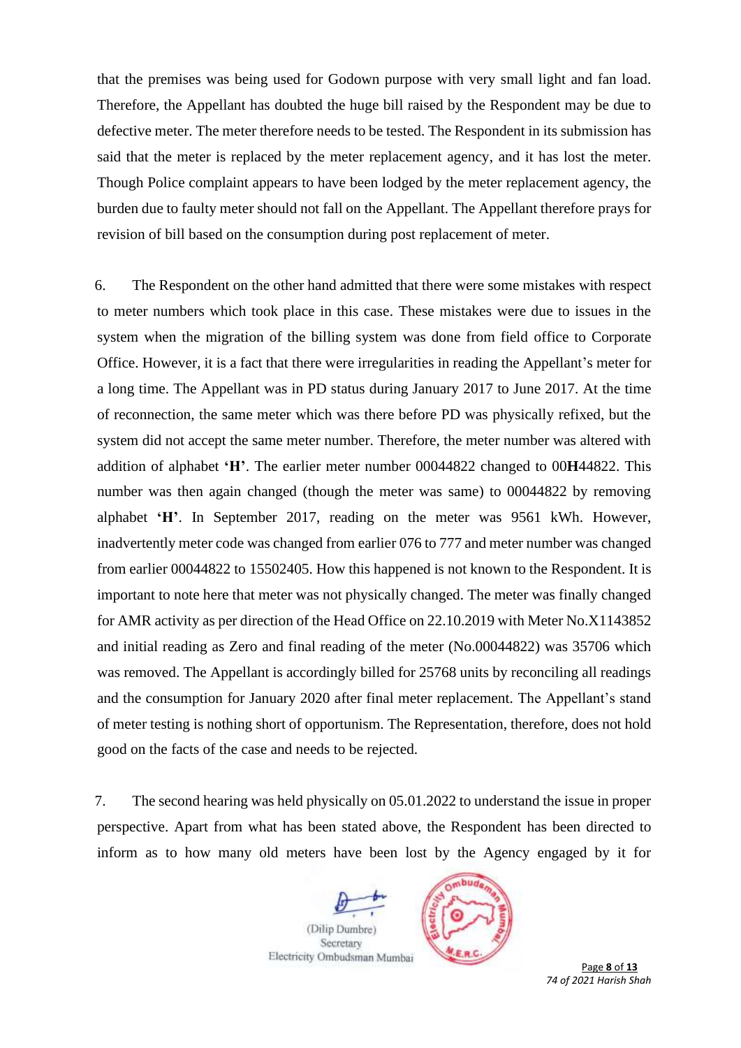that the premises was being used for Godown purpose with very small light and fan load. Therefore, the Appellant has doubted the huge bill raised by the Respondent may be due to defective meter. The meter therefore needs to be tested. The Respondent in its submission has said that the meter is replaced by the meter replacement agency, and it has lost the meter. Though Police complaint appears to have been lodged by the meter replacement agency, the burden due to faulty meter should not fall on the Appellant. The Appellant therefore prays for revision of bill based on the consumption during post replacement of meter.

6. The Respondent on the other hand admitted that there were some mistakes with respect to meter numbers which took place in this case. These mistakes were due to issues in the system when the migration of the billing system was done from field office to Corporate Office. However, it is a fact that there were irregularities in reading the Appellant's meter for a long time. The Appellant was in PD status during January 2017 to June 2017. At the time of reconnection, the same meter which was there before PD was physically refixed, but the system did not accept the same meter number. Therefore, the meter number was altered with addition of alphabet **'H'**. The earlier meter number 00044822 changed to 00**H**44822. This number was then again changed (though the meter was same) to 00044822 by removing alphabet **'H'**. In September 2017, reading on the meter was 9561 kWh. However, inadvertently meter code was changed from earlier 076 to 777 and meter number was changed from earlier 00044822 to 15502405. How this happened is not known to the Respondent. It is important to note here that meter was not physically changed. The meter was finally changed for AMR activity as per direction of the Head Office on 22.10.2019 with Meter No.X1143852 and initial reading as Zero and final reading of the meter (No.00044822) was 35706 which was removed. The Appellant is accordingly billed for 25768 units by reconciling all readings and the consumption for January 2020 after final meter replacement. The Appellant's stand of meter testing is nothing short of opportunism. The Representation, therefore, does not hold good on the facts of the case and needs to be rejected.

7. The second hearing was held physically on 05.01.2022 to understand the issue in proper perspective. Apart from what has been stated above, the Respondent has been directed to inform as to how many old meters have been lost by the Agency engaged by it for

(Dilip Dumbre)
Secretary
Electricity Ombudsman Mumbai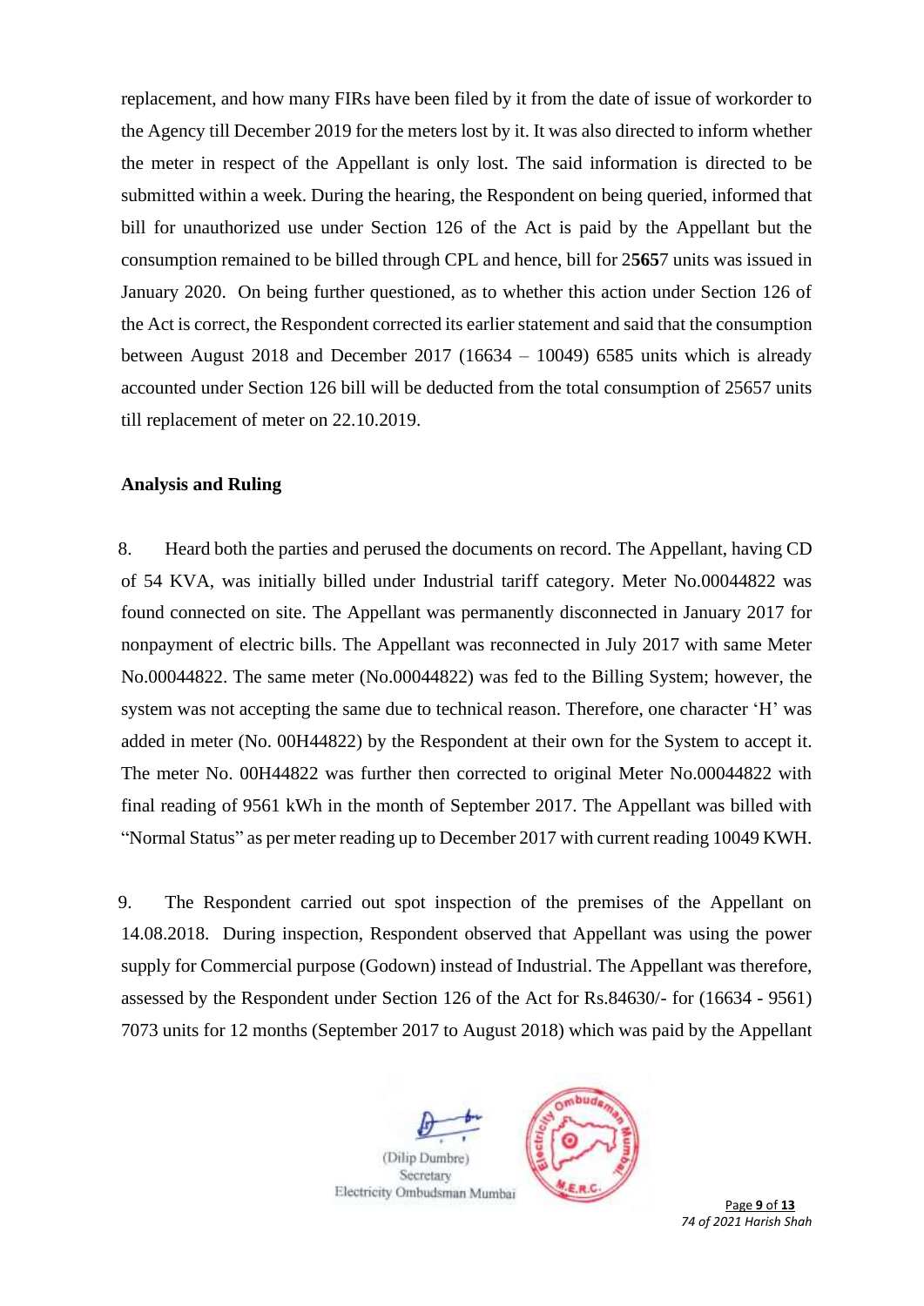replacement, and how many FIRs have been filed by it from the date of issue of workorder to the Agency till December 2019 for the meters lost by it. It was also directed to inform whether the meter in respect of the Appellant is only lost. The said information is directed to be submitted within a week. During the hearing, the Respondent on being queried, informed that bill for unauthorized use under Section 126 of the Act is paid by the Appellant but the consumption remained to be billed through CPL and hence, bill for 2**565**7 units was issued in January 2020. On being further questioned, as to whether this action under Section 126 of the Act is correct, the Respondent corrected its earlier statement and said that the consumption between August 2018 and December 2017 (16634 – 10049) 6585 units which is already accounted under Section 126 bill will be deducted from the total consumption of 25657 units till replacement of meter on 22.10.2019.

**Analysis and Ruling**

8. Heard both the parties and perused the documents on record. The Appellant, having CD of 54 KVA, was initially billed under Industrial tariff category. Meter No.00044822 was found connected on site. The Appellant was permanently disconnected in January 2017 for nonpayment of electric bills. The Appellant was reconnected in July 2017 with same Meter No.00044822. The same meter (No.00044822) was fed to the Billing System; however, the system was not accepting the same due to technical reason. Therefore, one character 'H' was added in meter (No. 00H44822) by the Respondent at their own for the System to accept it. The meter No. 00H44822 was further then corrected to original Meter No.00044822 with final reading of 9561 kWh in the month of September 2017. The Appellant was billed with "Normal Status" as per meter reading up to December 2017 with current reading 10049 KWH.

9. The Respondent carried out spot inspection of the premises of the Appellant on 14.08.2018. During inspection, Respondent observed that Appellant was using the power supply for Commercial purpose (Godown) instead of Industrial. The Appellant was therefore, assessed by the Respondent under Section 126 of the Act for Rs.84630/- for (16634 - 9561) 7073 units for 12 months (September 2017 to August 2018) which was paid by the Appellant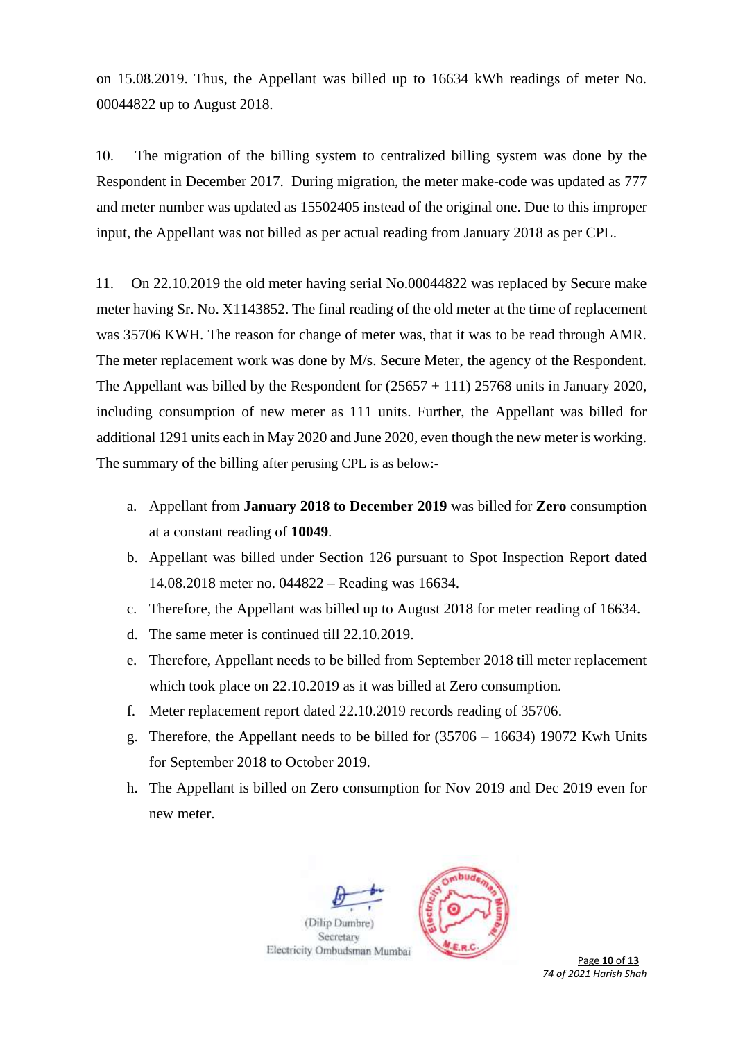on 15.08.2019. Thus, the Appellant was billed up to 16634 kWh readings of meter No. 00044822 up to August 2018.

10. The migration of the billing system to centralized billing system was done by the Respondent in December 2017. During migration, the meter make-code was updated as 777 and meter number was updated as 15502405 instead of the original one. Due to this improper input, the Appellant was not billed as per actual reading from January 2018 as per CPL.

11. On 22.10.2019 the old meter having serial No.00044822 was replaced by Secure make meter having Sr. No. X1143852. The final reading of the old meter at the time of replacement was 35706 KWH. The reason for change of meter was, that it was to be read through AMR. The meter replacement work was done by M/s. Secure Meter, the agency of the Respondent. The Appellant was billed by the Respondent for (25657 + 111) 25768 units in January 2020, including consumption of new meter as 111 units. Further, the Appellant was billed for additional 1291 units each in May 2020 and June 2020, even though the new meter is working. The summary of the billing after perusing CPL is as below:-

a. Appellant from **January 2018 to December 2019** was billed for **Zero** consumption at a constant reading of **10049**.
b. Appellant was billed under Section 126 pursuant to Spot Inspection Report dated 14.08.2018 meter no. 044822 – Reading was 16634.
c. Therefore, the Appellant was billed up to August 2018 for meter reading of 16634.
d. The same meter is continued till 22.10.2019.
e. Therefore, Appellant needs to be billed from September 2018 till meter replacement which took place on 22.10.2019 as it was billed at Zero consumption.
f. Meter replacement report dated 22.10.2019 records reading of 35706.
g. Therefore, the Appellant needs to be billed for (35706 – 16634) 19072 Kwh Units for September 2018 to October 2019.
h. The Appellant is billed on Zero consumption for Nov 2019 and Dec 2019 even for new meter.

(Dilip Dumbre)
Secretary
Electricity Ombudsman Mumbai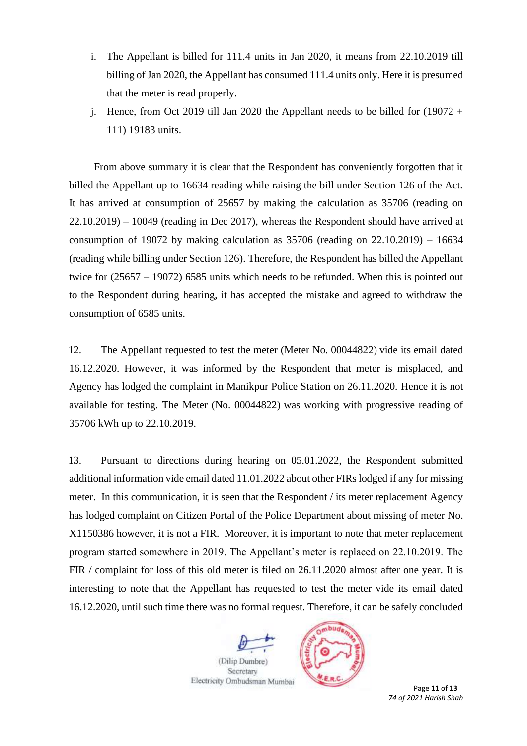i. The Appellant is billed for 111.4 units in Jan 2020, it means from 22.10.2019 till billing of Jan 2020, the Appellant has consumed 111.4 units only. Here it is presumed that the meter is read properly.

j. Hence, from Oct 2019 till Jan 2020 the Appellant needs to be billed for (19072 + 111) 19183 units.

From above summary it is clear that the Respondent has conveniently forgotten that it billed the Appellant up to 16634 reading while raising the bill under Section 126 of the Act. It has arrived at consumption of 25657 by making the calculation as 35706 (reading on 22.10.2019) – 10049 (reading in Dec 2017), whereas the Respondent should have arrived at consumption of 19072 by making calculation as 35706 (reading on 22.10.2019) – 16634 (reading while billing under Section 126). Therefore, the Respondent has billed the Appellant twice for (25657 – 19072) 6585 units which needs to be refunded. When this is pointed out to the Respondent during hearing, it has accepted the mistake and agreed to withdraw the consumption of 6585 units.

12. The Appellant requested to test the meter (Meter No. 00044822) vide its email dated 16.12.2020. However, it was informed by the Respondent that meter is misplaced, and Agency has lodged the complaint in Manikpur Police Station on 26.11.2020. Hence it is not available for testing. The Meter (No. 00044822) was working with progressive reading of 35706 kWh up to 22.10.2019.

13. Pursuant to directions during hearing on 05.01.2022, the Respondent submitted additional information vide email dated 11.01.2022 about other FIRs lodged if any for missing meter. In this communication, it is seen that the Respondent / its meter replacement Agency has lodged complaint on Citizen Portal of the Police Department about missing of meter No. X1150386 however, it is not a FIR. Moreover, it is important to note that meter replacement program started somewhere in 2019. The Appellant's meter is replaced on 22.10.2019. The FIR / complaint for loss of this old meter is filed on 26.11.2020 almost after one year. It is interesting to note that the Appellant has requested to test the meter vide its email dated 16.12.2020, until such time there was no formal request. Therefore, it can be safely concluded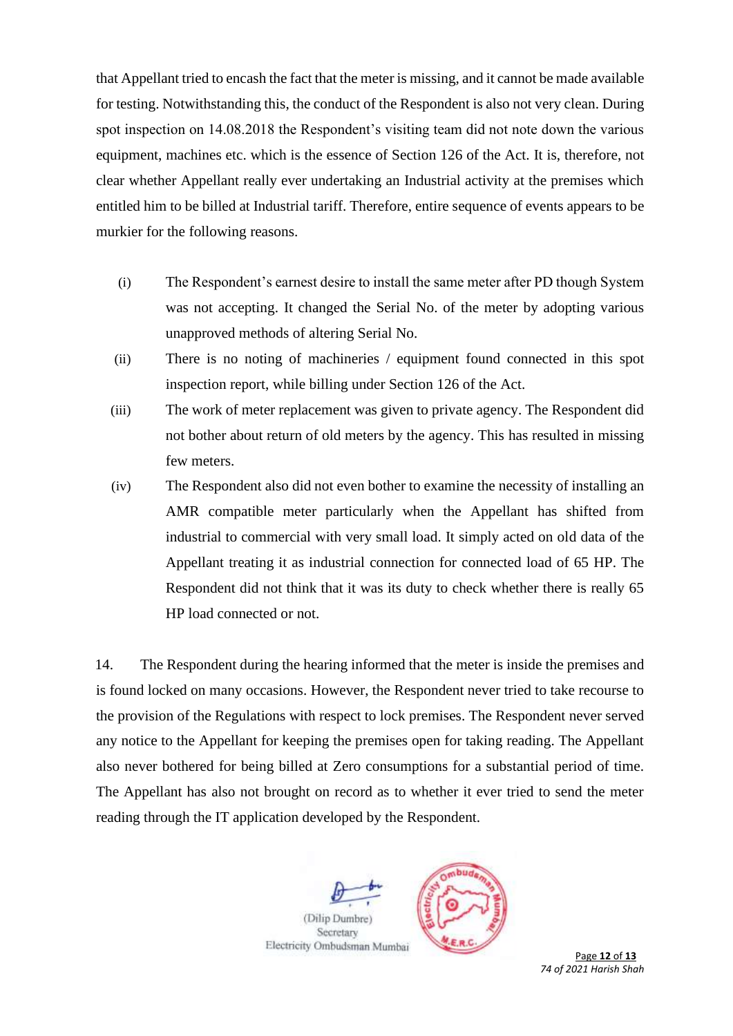that Appellant tried to encash the fact that the meter is missing, and it cannot be made available for testing. Notwithstanding this, the conduct of the Respondent is also not very clean. During spot inspection on 14.08.2018 the Respondent's visiting team did not note down the various equipment, machines etc. which is the essence of Section 126 of the Act. It is, therefore, not clear whether Appellant really ever undertaking an Industrial activity at the premises which entitled him to be billed at Industrial tariff. Therefore, entire sequence of events appears to be murkier for the following reasons.

(i) The Respondent's earnest desire to install the same meter after PD though System was not accepting. It changed the Serial No. of the meter by adopting various unapproved methods of altering Serial No.

(ii) There is no noting of machineries / equipment found connected in this spot inspection report, while billing under Section 126 of the Act.

(iii) The work of meter replacement was given to private agency. The Respondent did not bother about return of old meters by the agency. This has resulted in missing few meters.

(iv) The Respondent also did not even bother to examine the necessity of installing an AMR compatible meter particularly when the Appellant has shifted from industrial to commercial with very small load. It simply acted on old data of the Appellant treating it as industrial connection for connected load of 65 HP. The Respondent did not think that it was its duty to check whether there is really 65 HP load connected or not.

14. The Respondent during the hearing informed that the meter is inside the premises and is found locked on many occasions. However, the Respondent never tried to take recourse to the provision of the Regulations with respect to lock premises. The Respondent never served any notice to the Appellant for keeping the premises open for taking reading. The Appellant also never bothered for being billed at Zero consumptions for a substantial period of time. The Appellant has also not brought on record as to whether it ever tried to send the meter reading through the IT application developed by the Respondent.

(Dilip Dumbre)
Secretary
Electricity Ombudsman Mumbai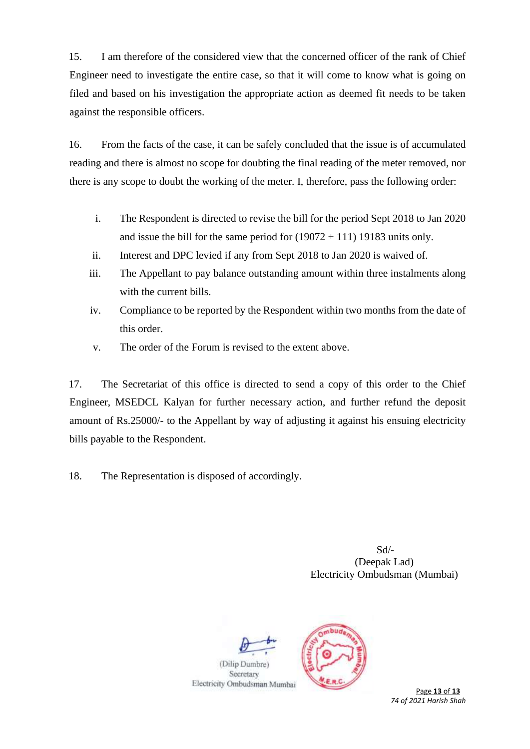15. I am therefore of the considered view that the concerned officer of the rank of Chief Engineer need to investigate the entire case, so that it will come to know what is going on filed and based on his investigation the appropriate action as deemed fit needs to be taken against the responsible officers.

16. From the facts of the case, it can be safely concluded that the issue is of accumulated reading and there is almost no scope for doubting the final reading of the meter removed, nor there is any scope to doubt the working of the meter. I, therefore, pass the following order:

i. The Respondent is directed to revise the bill for the period Sept 2018 to Jan 2020 and issue the bill for the same period for (19072 + 111) 19183 units only.

ii. Interest and DPC levied if any from Sept 2018 to Jan 2020 is waived of.

iii. The Appellant to pay balance outstanding amount within three instalments along with the current bills.

iv. Compliance to be reported by the Respondent within two months from the date of this order.

v. The order of the Forum is revised to the extent above.

17. The Secretariat of this office is directed to send a copy of this order to the Chief Engineer, MSEDCL Kalyan for further necessary action, and further refund the deposit amount of Rs.25000/- to the Appellant by way of adjusting it against his ensuing electricity bills payable to the Respondent.

18. The Representation is disposed of accordingly.

Sd/-
(Deepak Lad)
Electricity Ombudsman (Mumbai)

(Dilip Dumbre)
Secretary
Electricity Ombudsman Mumbai